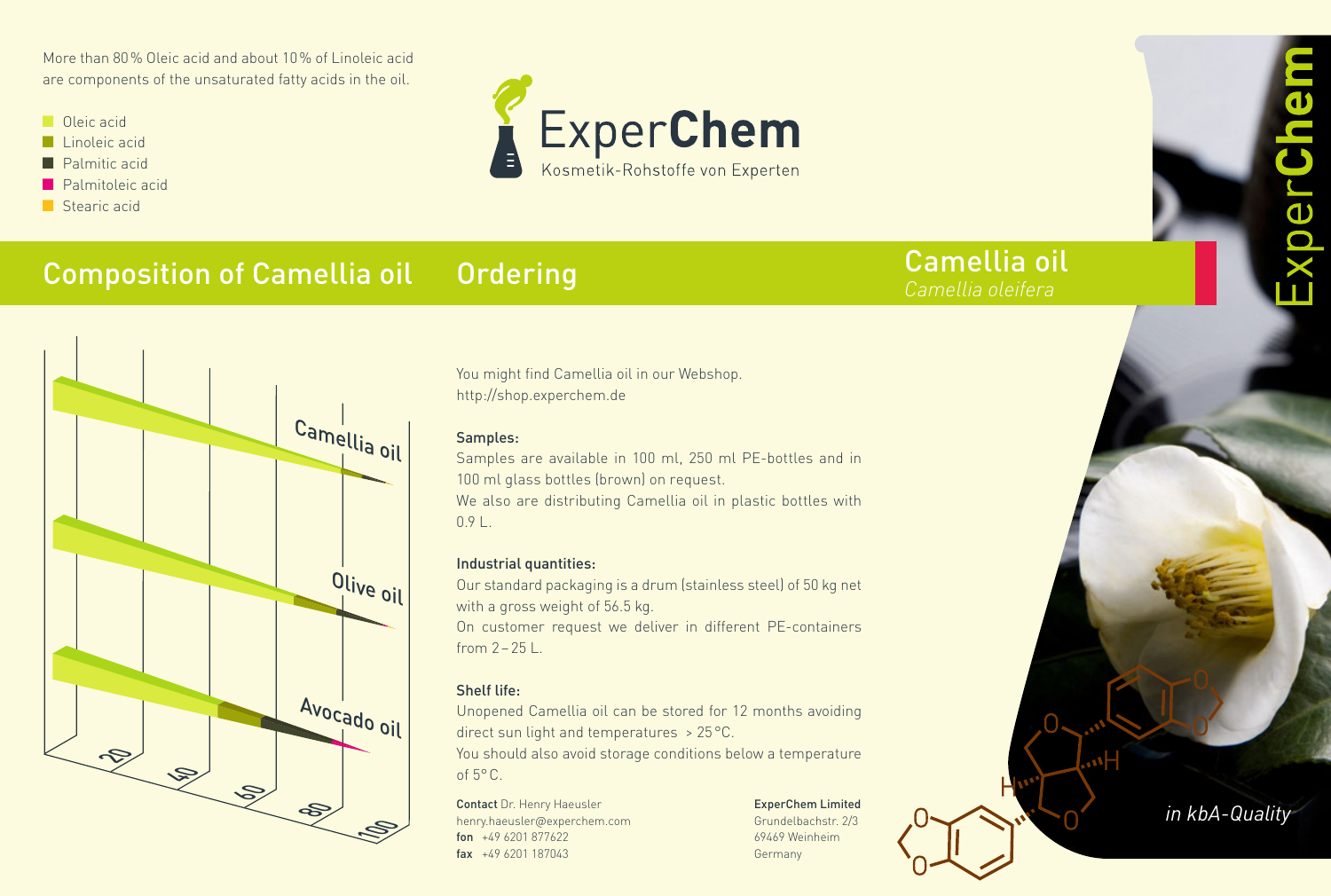More than 80 % Oleic acid and about 10 % of Linoleic acid are components of the unsaturated fatty acids in the oil.

- Oleic acid
- Linoleic acid
- Palmitic acid
- Palmitoleic acid
- Stearic acid

ExperChem
Kosmetik-Rohstoffe von Experten

## Composition of Camellia oil

Camellia oil
Olive oil
Avocado oil

20 40 60 80 100

## Ordering

You might find Camellia oil in our Webshop.
http://shop.experchem.de

### Samples:

Samples are available in 100 ml, 250 ml PE-bottles and in 100 ml glass bottles (brown) on request.
We also are distributing Camellia oil in plastic bottles with 0.9 L.

### Industrial quantities:

Our standard packaging is a drum (stainless steel) of 50 kg net with a gross weight of 56.5 kg.
On customer request we deliver in different PE-containers from 2 – 25 L.

### Shelf life:

Unopened Camellia oil can be stored for 12 months avoiding direct sun light and temperatures > 25 °C.
You should also avoid storage conditions below a temperature of 5° C.

**Contact** Dr. Henry Haeusler
henry.haeusler@experchem.com
**fon** +49 6201 877622
**fax** +49 6201 187043

**ExperChem Limited**
Grundelbachstr. 2/3
69469 Weinheim
Germany

## Camellia oil

*Camellia oleifera*

Exper**Chem**

*in kbA-Quality*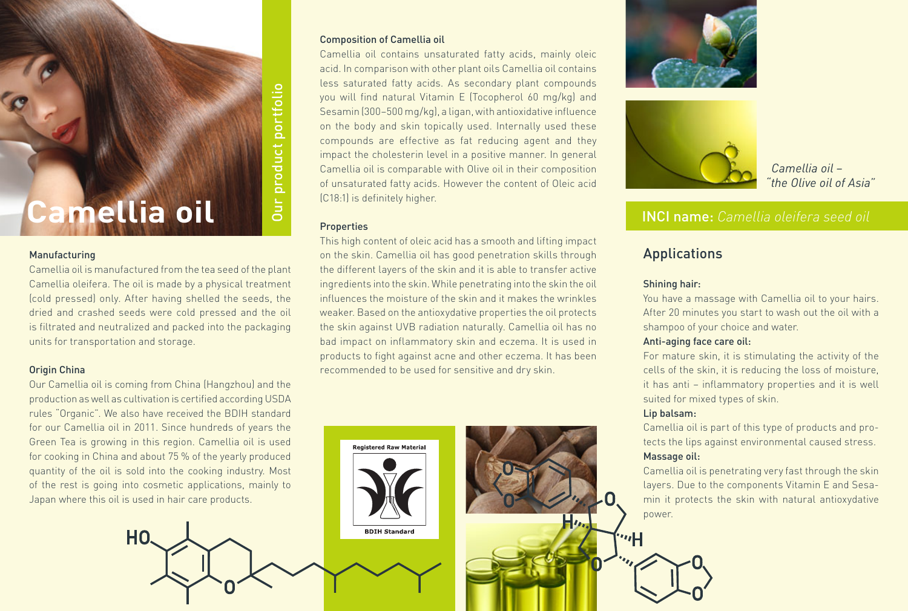# Camellia oil

Our product portfolio

### Manufacturing

Camellia oil is manufactured from the tea seed of the plant Camellia oleifera. The oil is made by a physical treatment (cold pressed) only. After having shelled the seeds, the dried and crashed seeds were cold pressed and the oil is filtrated and neutralized and packed into the packaging units for transportation and storage.

### Origin China

Our Camellia oil is coming from China (Hangzhou) and the production as well as cultivation is certified according USDA rules "Organic". We also have received the BDIH standard for our Camellia oil in 2011. Since hundreds of years the Green Tea is growing in this region. Camellia oil is used for cooking in China and about 75 % of the yearly produced quantity of the oil is sold into the cooking industry. Most of the rest is going into cosmetic applications, mainly to Japan where this oil is used in hair care products.

### Composition of Camellia oil

Camellia oil contains unsaturated fatty acids, mainly oleic acid. In comparison with other plant oils Camellia oil contains less saturated fatty acids. As secondary plant compounds you will find natural Vitamin E (Tocopherol 60 mg/kg) and Sesamin (300–500 mg/kg), a ligan, with antioxidative influence on the body and skin topically used. Internally used these compounds are effective as fat reducing agent and they impact the cholesterin level in a positive manner. In general Camellia oil is comparable with Olive oil in their composition of unsaturated fatty acids. However the content of Oleic acid (C18:1) is definitely higher.

### Properties

This high content of oleic acid has a smooth and lifting impact on the skin. Camellia oil has good penetration skills through the different layers of the skin and it is able to transfer active ingredients into the skin. While penetrating into the skin the oil influences the moisture of the skin and it makes the wrinkles weaker. Based on the antioxydative properties the oil protects the skin against UVB radiation naturally. Camellia oil has no bad impact on inflammatory skin and eczema. It is used in products to fight against acne and other eczema. It has been recommended to be used for sensitive and dry skin.

Registered Raw Material

BDIH Standard

*Camellia oil – "the Olive oil of Asia"*

**INCI name:** *Camellia oleifera seed oil*

## Applications

**Shining hair:**
You have a massage with Camellia oil to your hairs. After 20 minutes you start to wash out the oil with a shampoo of your choice and water.

**Anti-aging face care oil:**
For mature skin, it is stimulating the activity of the cells of the skin, it is reducing the loss of moisture, it has anti – inflammatory properties and it is well suited for mixed types of skin.

**Lip balsam:**
Camellia oil is part of this type of products and protects the lips against environmental caused stress.

**Massage oil:**
Camellia oil is penetrating very fast through the skin layers. Due to the components Vitamin E and Sesamin it protects the skin with natural antioxydative power.